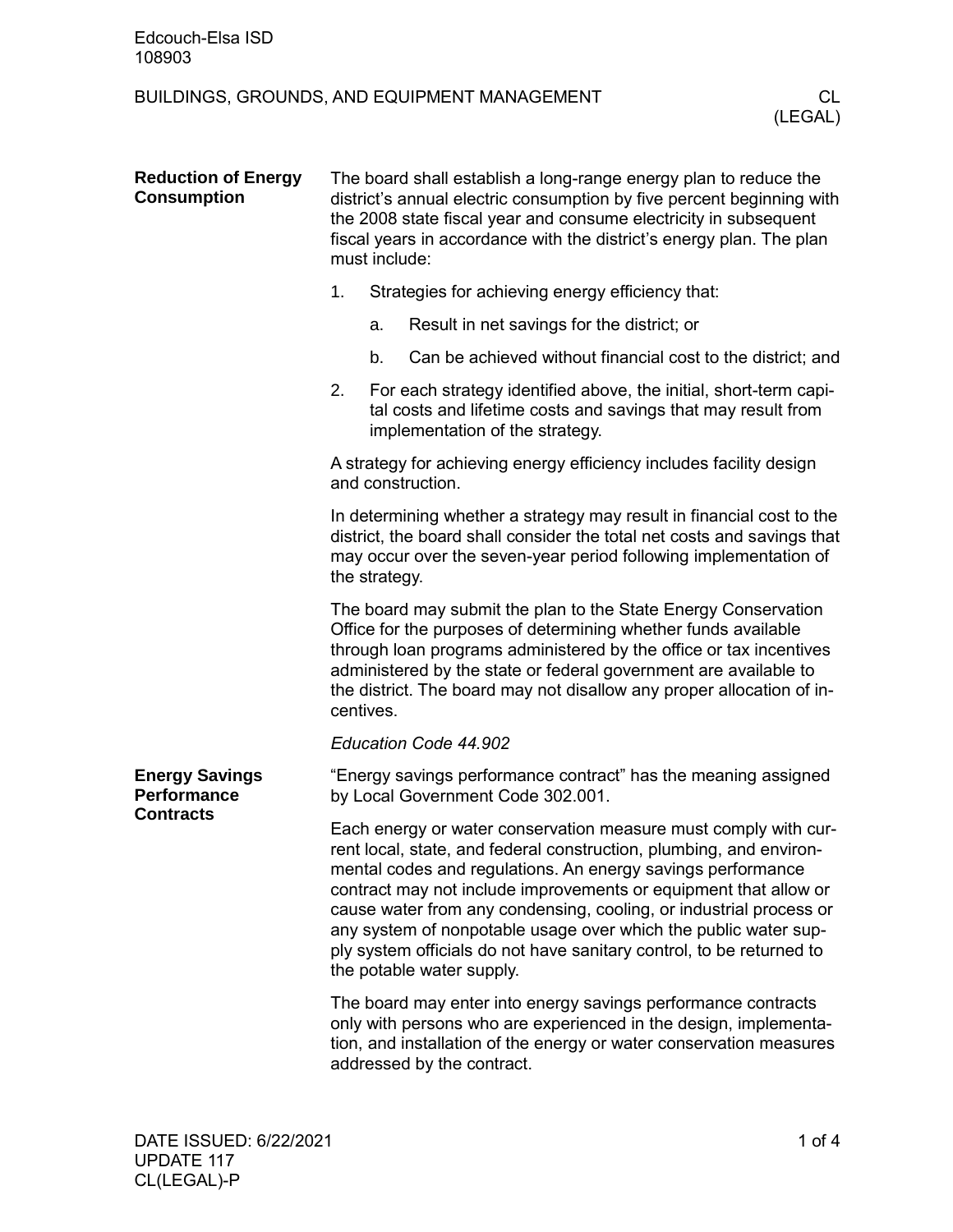Edcouch-Elsa ISD
108903

BUILDINGS, GROUNDS, AND EQUIPMENT MANAGEMENT CL (LEGAL)

## Reduction of Energy Consumption

The board shall establish a long-range energy plan to reduce the district's annual electric consumption by five percent beginning with the 2008 state fiscal year and consume electricity in subsequent fiscal years in accordance with the district's energy plan. The plan must include:

1. Strategies for achieving energy efficiency that:
   a. Result in net savings for the district; or
   b. Can be achieved without financial cost to the district; and
2. For each strategy identified above, the initial, short-term capital costs and lifetime costs and savings that may result from implementation of the strategy.

A strategy for achieving energy efficiency includes facility design and construction.

In determining whether a strategy may result in financial cost to the district, the board shall consider the total net costs and savings that may occur over the seven-year period following implementation of the strategy.

The board may submit the plan to the State Energy Conservation Office for the purposes of determining whether funds available through loan programs administered by the office or tax incentives administered by the state or federal government are available to the district. The board may not disallow any proper allocation of incentives.

*Education Code 44.902*

## Energy Savings Performance Contracts

"Energy savings performance contract" has the meaning assigned by Local Government Code 302.001.

Each energy or water conservation measure must comply with current local, state, and federal construction, plumbing, and environmental codes and regulations. An energy savings performance contract may not include improvements or equipment that allow or cause water from any condensing, cooling, or industrial process or any system of nonpotable usage over which the public water supply system officials do not have sanitary control, to be returned to the potable water supply.

The board may enter into energy savings performance contracts only with persons who are experienced in the design, implementation, and installation of the energy or water conservation measures addressed by the contract.

DATE ISSUED: 6/22/2021
UPDATE 117
CL(LEGAL)-P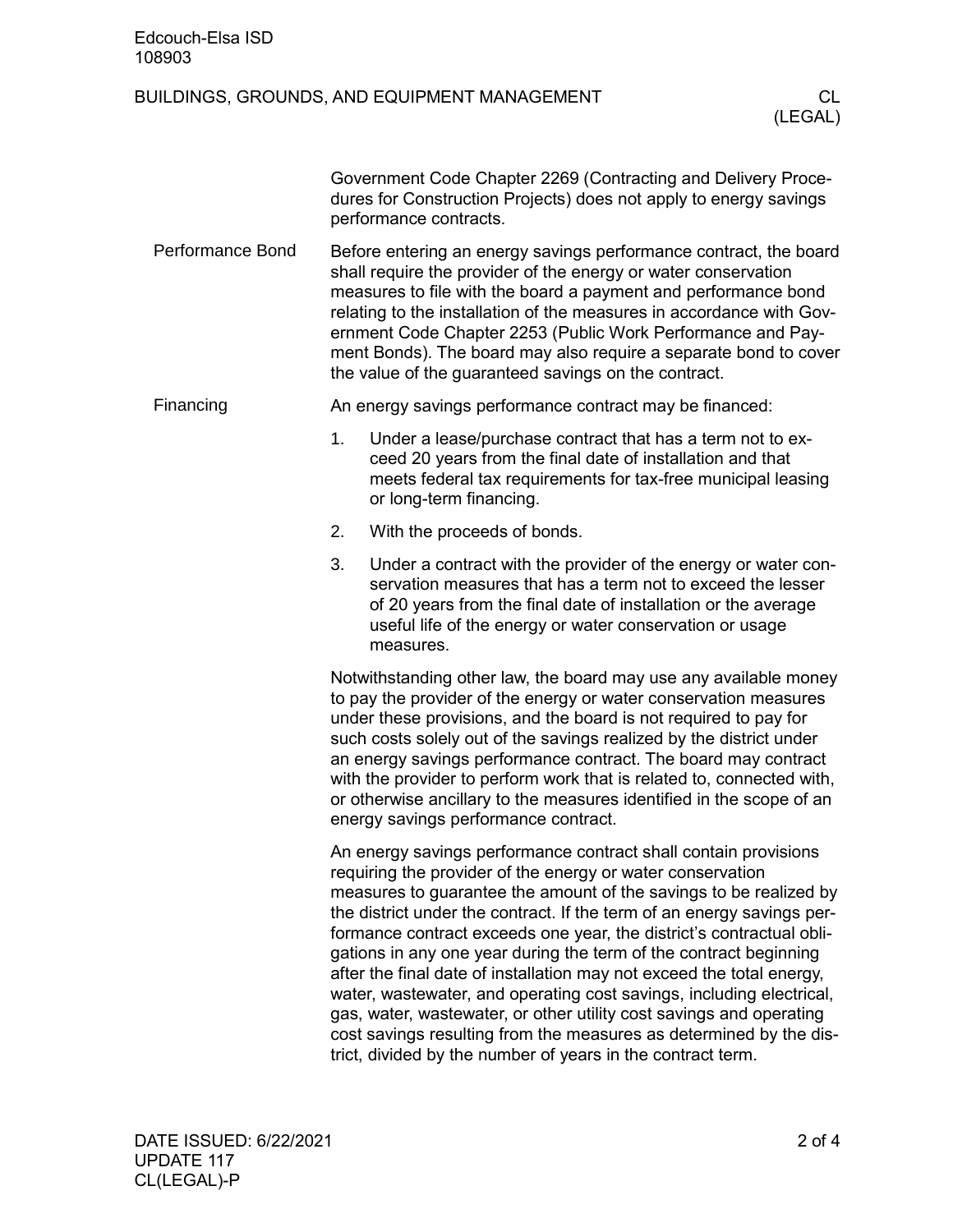Government Code Chapter 2269 (Contracting and Delivery Procedures for Construction Projects) does not apply to energy savings performance contracts.

## Performance Bond

Before entering an energy savings performance contract, the board shall require the provider of the energy or water conservation measures to file with the board a payment and performance bond relating to the installation of the measures in accordance with Government Code Chapter 2253 (Public Work Performance and Payment Bonds). The board may also require a separate bond to cover the value of the guaranteed savings on the contract.

## Financing

An energy savings performance contract may be financed:

1. Under a lease/purchase contract that has a term not to exceed 20 years from the final date of installation and that meets federal tax requirements for tax-free municipal leasing or long-term financing.
2. With the proceeds of bonds.
3. Under a contract with the provider of the energy or water conservation measures that has a term not to exceed the lesser of 20 years from the final date of installation or the average useful life of the energy or water conservation or usage measures.

Notwithstanding other law, the board may use any available money to pay the provider of the energy or water conservation measures under these provisions, and the board is not required to pay for such costs solely out of the savings realized by the district under an energy savings performance contract. The board may contract with the provider to perform work that is related to, connected with, or otherwise ancillary to the measures identified in the scope of an energy savings performance contract.

An energy savings performance contract shall contain provisions requiring the provider of the energy or water conservation measures to guarantee the amount of the savings to be realized by the district under the contract. If the term of an energy savings performance contract exceeds one year, the district's contractual obligations in any one year during the term of the contract beginning after the final date of installation may not exceed the total energy, water, wastewater, and operating cost savings, including electrical, gas, water, wastewater, or other utility cost savings and operating cost savings resulting from the measures as determined by the district, divided by the number of years in the contract term.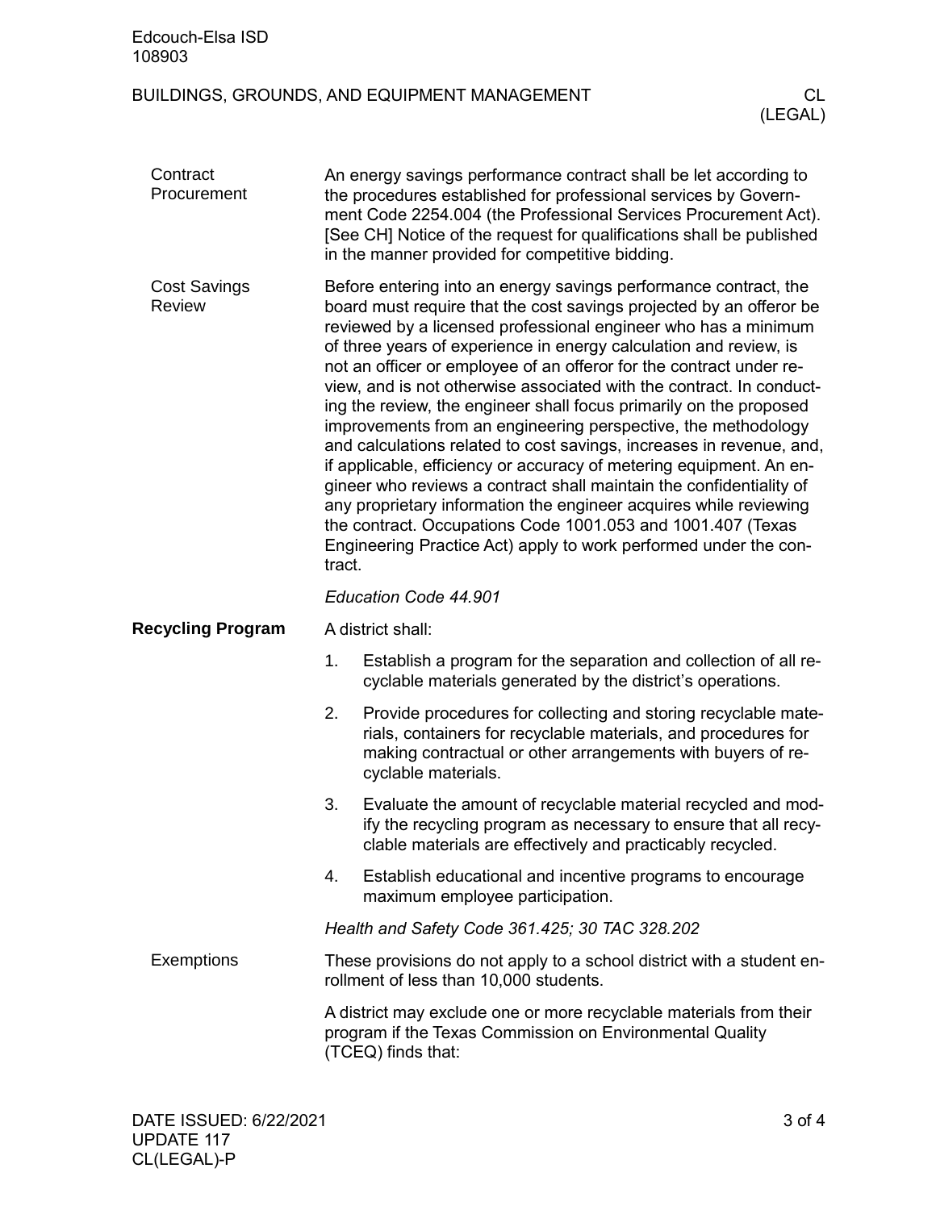### Contract Procurement

An energy savings performance contract shall be let according to the procedures established for professional services by Government Code 2254.004 (the Professional Services Procurement Act). [See CH] Notice of the request for qualifications shall be published in the manner provided for competitive bidding.

### Cost Savings Review

Before entering into an energy savings performance contract, the board must require that the cost savings projected by an offeror be reviewed by a licensed professional engineer who has a minimum of three years of experience in energy calculation and review, is not an officer or employee of an offeror for the contract under review, and is not otherwise associated with the contract. In conducting the review, the engineer shall focus primarily on the proposed improvements from an engineering perspective, the methodology and calculations related to cost savings, increases in revenue, and, if applicable, efficiency or accuracy of metering equipment. An engineer who reviews a contract shall maintain the confidentiality of any proprietary information the engineer acquires while reviewing the contract. Occupations Code 1001.053 and 1001.407 (Texas Engineering Practice Act) apply to work performed under the contract.

*Education Code 44.901*

## Recycling Program

A district shall:

1. Establish a program for the separation and collection of all recyclable materials generated by the district's operations.
2. Provide procedures for collecting and storing recyclable materials, containers for recyclable materials, and procedures for making contractual or other arrangements with buyers of recyclable materials.
3. Evaluate the amount of recyclable material recycled and modify the recycling program as necessary to ensure that all recyclable materials are effectively and practicably recycled.
4. Establish educational and incentive programs to encourage maximum employee participation.

*Health and Safety Code 361.425; 30 TAC 328.202*

### Exemptions

These provisions do not apply to a school district with a student enrollment of less than 10,000 students.

A district may exclude one or more recyclable materials from their program if the Texas Commission on Environmental Quality (TCEQ) finds that: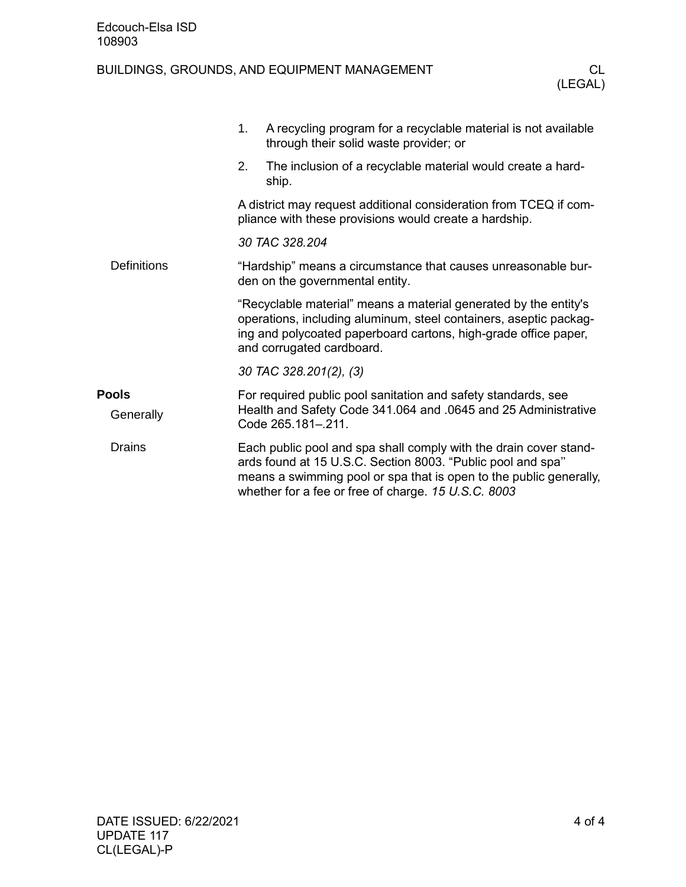1. A recycling program for a recyclable material is not available through their solid waste provider; or
2. The inclusion of a recyclable material would create a hardship.

A district may request additional consideration from TCEQ if compliance with these provisions would create a hardship.

*30 TAC 328.204*

#### Definitions

"Hardship" means a circumstance that causes unreasonable burden on the governmental entity.

"Recyclable material" means a material generated by the entity's operations, including aluminum, steel containers, aseptic packaging and polycoated paperboard cartons, high-grade office paper, and corrugated cardboard.

*30 TAC 328.201(2), (3)*

## Pools

#### Generally

For required public pool sanitation and safety standards, see Health and Safety Code 341.064 and .0645 and 25 Administrative Code 265.181–.211.

#### Drains

Each public pool and spa shall comply with the drain cover standards found at 15 U.S.C. Section 8003. "Public pool and spa'' means a swimming pool or spa that is open to the public generally, whether for a fee or free of charge. *15 U.S.C. 8003*